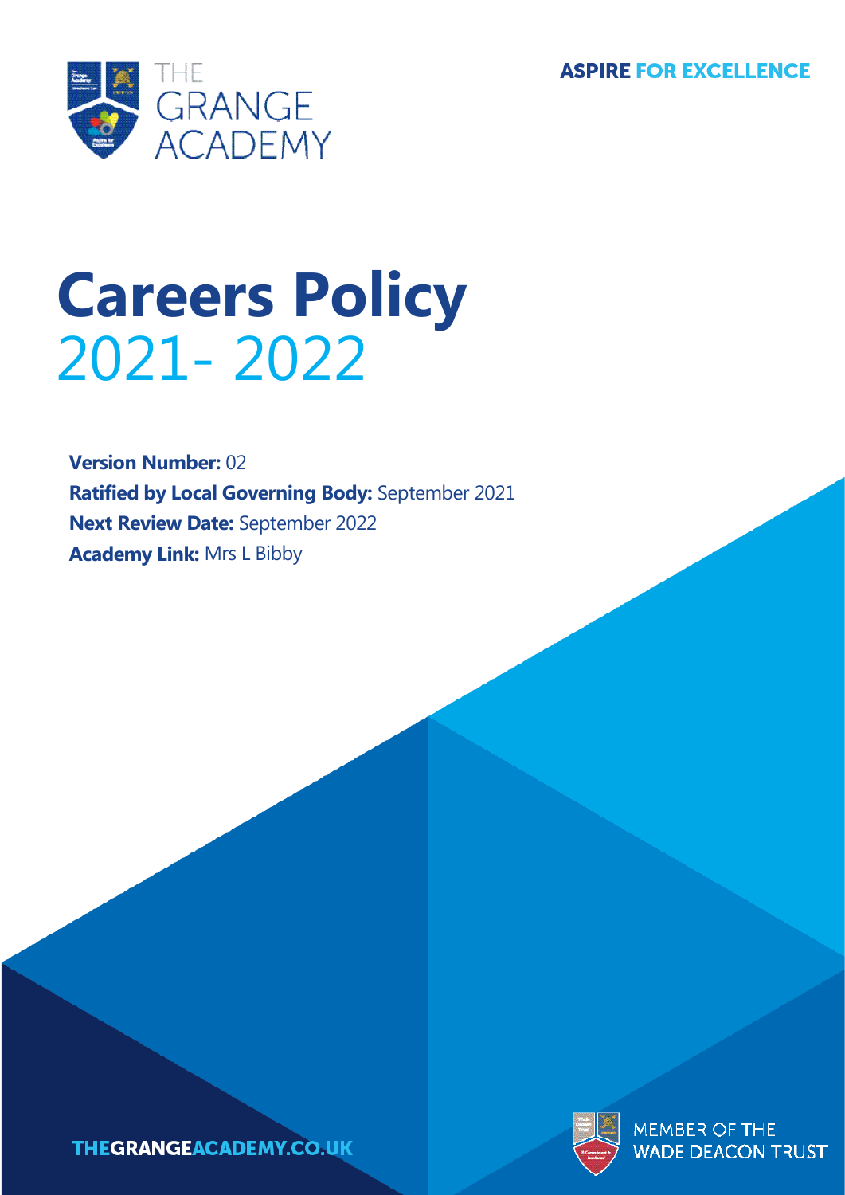THE GRANGE ACADEMY

**ASPIRE FOR EXCELLENCE**

# Careers Policy
## 2021- 2022

**Version Number:** 02
**Ratified by Local Governing Body:** September 2021
**Next Review Date:** September 2022
**Academy Link:** Mrs L Bibby

THEGRANGEACADEMY.CO.UK

MEMBER OF THE WADE DEACON TRUST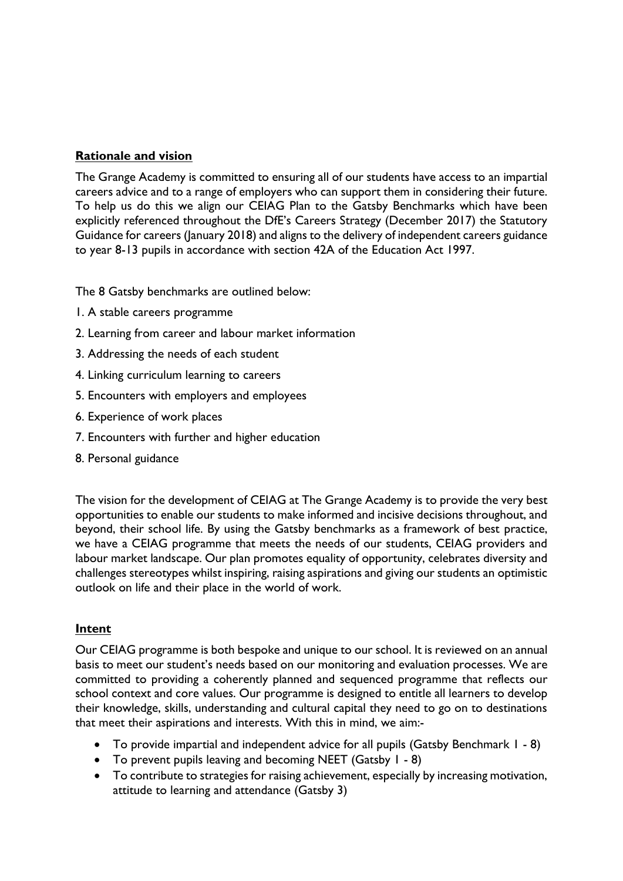## **Rationale and vision**

The Grange Academy is committed to ensuring all of our students have access to an impartial careers advice and to a range of employers who can support them in considering their future. To help us do this we align our CEIAG Plan to the Gatsby Benchmarks which have been explicitly referenced throughout the DfE's Careers Strategy (December 2017) the Statutory Guidance for careers (January 2018) and aligns to the delivery of independent careers guidance to year 8-13 pupils in accordance with section 42A of the Education Act 1997.

The 8 Gatsby benchmarks are outlined below:

1. A stable careers programme
2. Learning from career and labour market information
3. Addressing the needs of each student
4. Linking curriculum learning to careers
5. Encounters with employers and employees
6. Experience of work places
7. Encounters with further and higher education
8. Personal guidance

The vision for the development of CEIAG at The Grange Academy is to provide the very best opportunities to enable our students to make informed and incisive decisions throughout, and beyond, their school life. By using the Gatsby benchmarks as a framework of best practice, we have a CEIAG programme that meets the needs of our students, CEIAG providers and labour market landscape. Our plan promotes equality of opportunity, celebrates diversity and challenges stereotypes whilst inspiring, raising aspirations and giving our students an optimistic outlook on life and their place in the world of work.

## **Intent**

Our CEIAG programme is both bespoke and unique to our school. It is reviewed on an annual basis to meet our student's needs based on our monitoring and evaluation processes. We are committed to providing a coherently planned and sequenced programme that reflects our school context and core values. Our programme is designed to entitle all learners to develop their knowledge, skills, understanding and cultural capital they need to go on to destinations that meet their aspirations and interests. With this in mind, we aim:-

- To provide impartial and independent advice for all pupils (Gatsby Benchmark 1 - 8)
- To prevent pupils leaving and becoming NEET (Gatsby 1 - 8)
- To contribute to strategies for raising achievement, especially by increasing motivation, attitude to learning and attendance (Gatsby 3)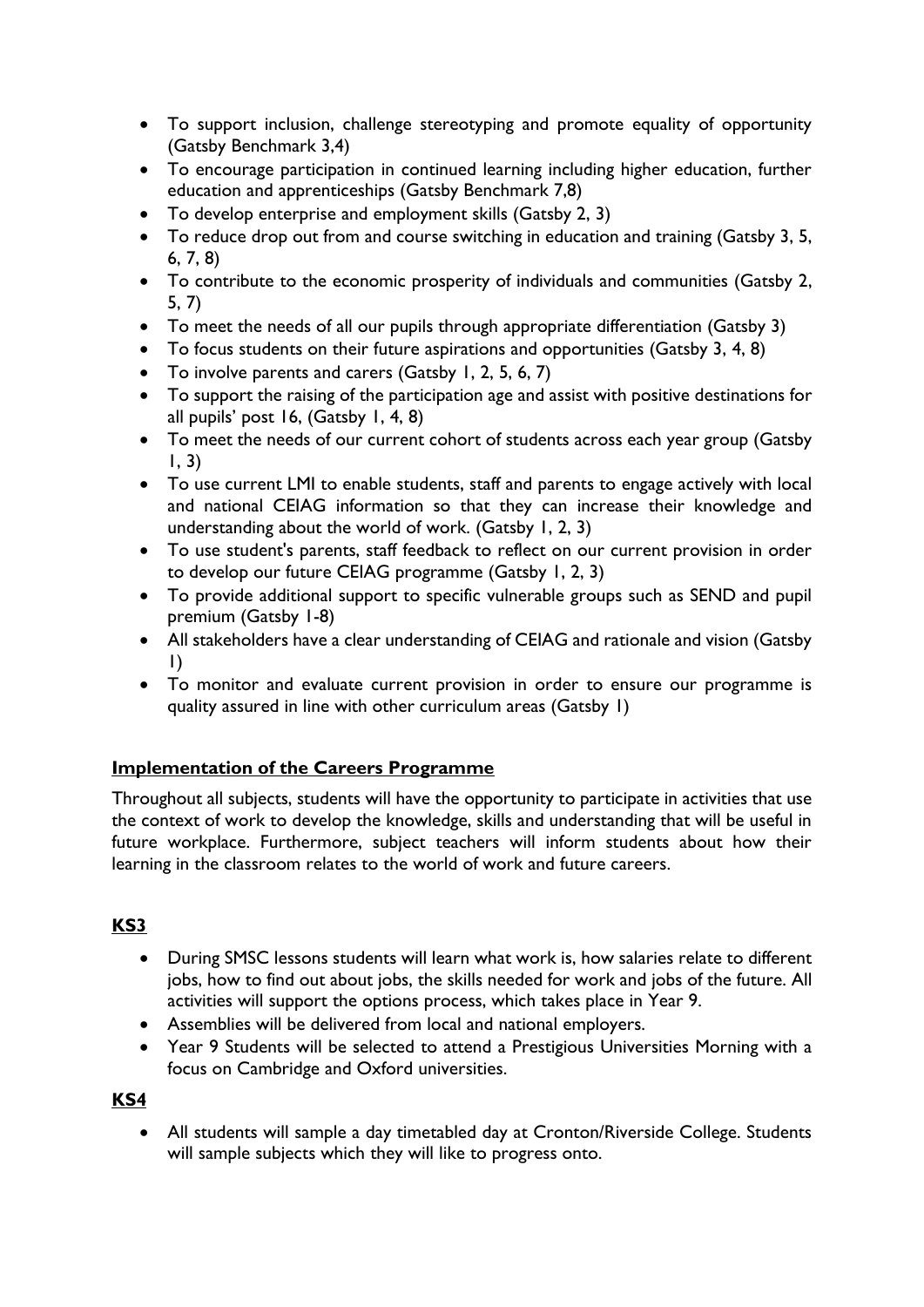- To support inclusion, challenge stereotyping and promote equality of opportunity (Gatsby Benchmark 3,4)
- To encourage participation in continued learning including higher education, further education and apprenticeships (Gatsby Benchmark 7,8)
- To develop enterprise and employment skills (Gatsby 2, 3)
- To reduce drop out from and course switching in education and training (Gatsby 3, 5, 6, 7, 8)
- To contribute to the economic prosperity of individuals and communities (Gatsby 2, 5, 7)
- To meet the needs of all our pupils through appropriate differentiation (Gatsby 3)
- To focus students on their future aspirations and opportunities (Gatsby 3, 4, 8)
- To involve parents and carers (Gatsby 1, 2, 5, 6, 7)
- To support the raising of the participation age and assist with positive destinations for all pupils' post 16, (Gatsby 1, 4, 8)
- To meet the needs of our current cohort of students across each year group (Gatsby 1, 3)
- To use current LMI to enable students, staff and parents to engage actively with local and national CEIAG information so that they can increase their knowledge and understanding about the world of work. (Gatsby 1, 2, 3)
- To use student's parents, staff feedback to reflect on our current provision in order to develop our future CEIAG programme (Gatsby 1, 2, 3)
- To provide additional support to specific vulnerable groups such as SEND and pupil premium (Gatsby 1-8)
- All stakeholders have a clear understanding of CEIAG and rationale and vision (Gatsby 1)
- To monitor and evaluate current provision in order to ensure our programme is quality assured in line with other curriculum areas (Gatsby 1)

## Implementation of the Careers Programme

Throughout all subjects, students will have the opportunity to participate in activities that use the context of work to develop the knowledge, skills and understanding that will be useful in future workplace. Furthermore, subject teachers will inform students about how their learning in the classroom relates to the world of work and future careers.

### KS3

- During SMSC lessons students will learn what work is, how salaries relate to different jobs, how to find out about jobs, the skills needed for work and jobs of the future. All activities will support the options process, which takes place in Year 9.
- Assemblies will be delivered from local and national employers.
- Year 9 Students will be selected to attend a Prestigious Universities Morning with a focus on Cambridge and Oxford universities.

### KS4

- All students will sample a day timetabled day at Cronton/Riverside College. Students will sample subjects which they will like to progress onto.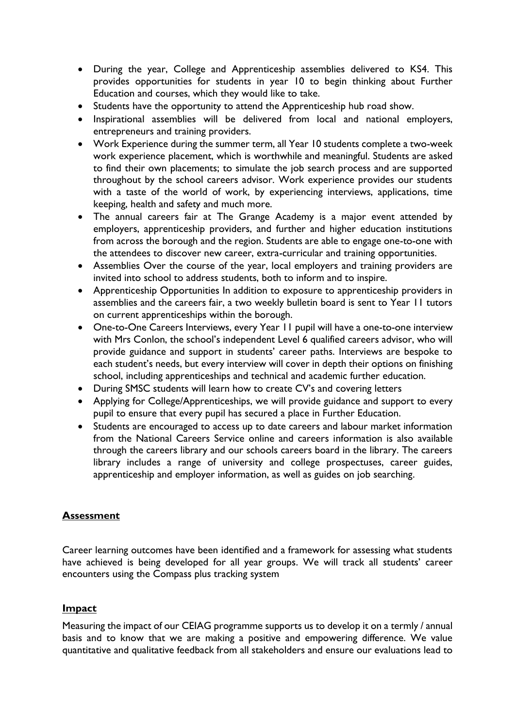- During the year, College and Apprenticeship assemblies delivered to KS4. This provides opportunities for students in year 10 to begin thinking about Further Education and courses, which they would like to take.
- Students have the opportunity to attend the Apprenticeship hub road show.
- Inspirational assemblies will be delivered from local and national employers, entrepreneurs and training providers.
- Work Experience during the summer term, all Year 10 students complete a two-week work experience placement, which is worthwhile and meaningful. Students are asked to find their own placements; to simulate the job search process and are supported throughout by the school careers advisor. Work experience provides our students with a taste of the world of work, by experiencing interviews, applications, time keeping, health and safety and much more.
- The annual careers fair at The Grange Academy is a major event attended by employers, apprenticeship providers, and further and higher education institutions from across the borough and the region. Students are able to engage one-to-one with the attendees to discover new career, extra-curricular and training opportunities.
- Assemblies Over the course of the year, local employers and training providers are invited into school to address students, both to inform and to inspire.
- Apprenticeship Opportunities In addition to exposure to apprenticeship providers in assemblies and the careers fair, a two weekly bulletin board is sent to Year 11 tutors on current apprenticeships within the borough.
- One-to-One Careers Interviews, every Year 11 pupil will have a one-to-one interview with Mrs Conlon, the school's independent Level 6 qualified careers advisor, who will provide guidance and support in students' career paths. Interviews are bespoke to each student's needs, but every interview will cover in depth their options on finishing school, including apprenticeships and technical and academic further education.
- During SMSC students will learn how to create CV's and covering letters
- Applying for College/Apprenticeships, we will provide guidance and support to every pupil to ensure that every pupil has secured a place in Further Education.
- Students are encouraged to access up to date careers and labour market information from the National Careers Service online and careers information is also available through the careers library and our schools careers board in the library. The careers library includes a range of university and college prospectuses, career guides, apprenticeship and employer information, as well as guides on job searching.

## Assessment

Career learning outcomes have been identified and a framework for assessing what students have achieved is being developed for all year groups. We will track all students' career encounters using the Compass plus tracking system

## Impact

Measuring the impact of our CEIAG programme supports us to develop it on a termly / annual basis and to know that we are making a positive and empowering difference. We value quantitative and qualitative feedback from all stakeholders and ensure our evaluations lead to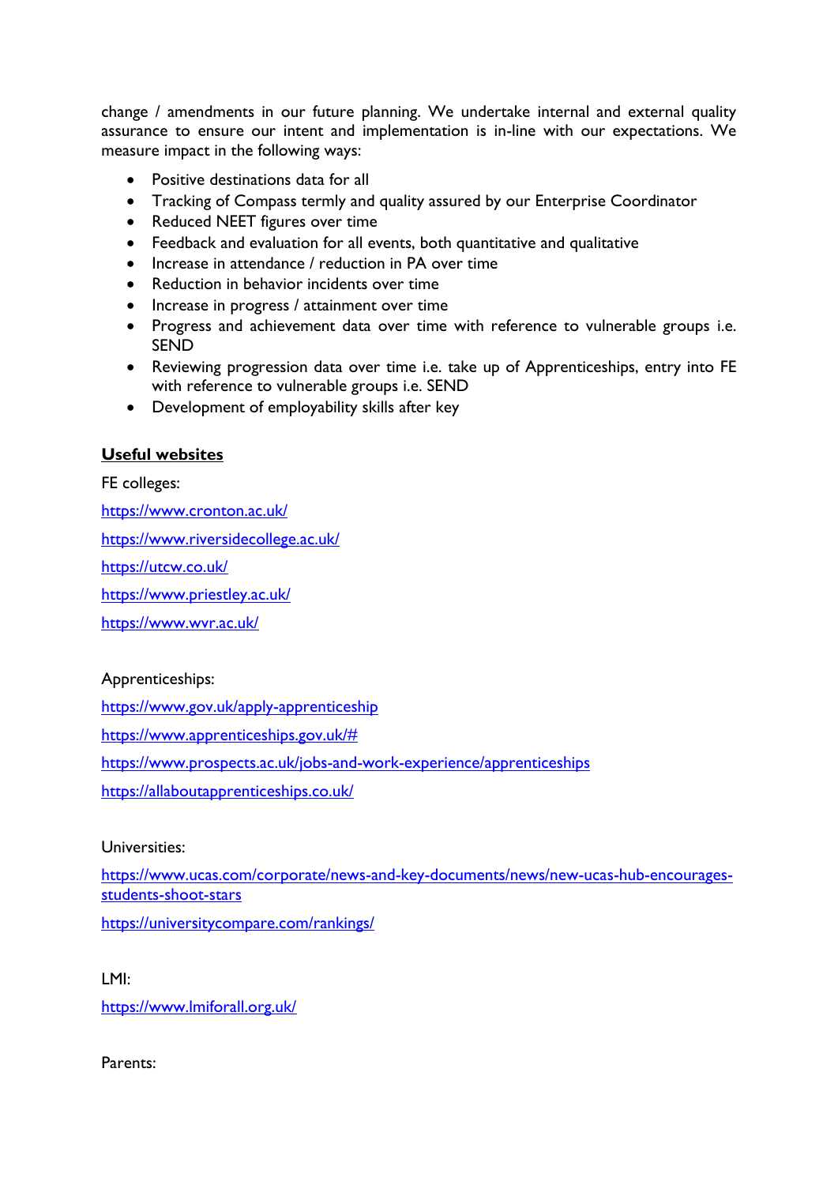change / amendments in our future planning. We undertake internal and external quality assurance to ensure our intent and implementation is in-line with our expectations. We measure impact in the following ways:

- Positive destinations data for all
- Tracking of Compass termly and quality assured by our Enterprise Coordinator
- Reduced NEET figures over time
- Feedback and evaluation for all events, both quantitative and qualitative
- Increase in attendance / reduction in PA over time
- Reduction in behavior incidents over time
- Increase in progress / attainment over time
- Progress and achievement data over time with reference to vulnerable groups i.e. SEND
- Reviewing progression data over time i.e. take up of Apprenticeships, entry into FE with reference to vulnerable groups i.e. SEND
- Development of employability skills after key

**Useful websites**

FE colleges:

https://www.cronton.ac.uk/

https://www.riversidecollege.ac.uk/

https://utcw.co.uk/

https://www.priestley.ac.uk/

https://www.wvr.ac.uk/

Apprenticeships:

https://www.gov.uk/apply-apprenticeship

https://www.apprenticeships.gov.uk/#

https://www.prospects.ac.uk/jobs-and-work-experience/apprenticeships

https://allaboutapprenticeships.co.uk/

Universities:

https://www.ucas.com/corporate/news-and-key-documents/news/new-ucas-hub-encourages-students-shoot-stars

https://universitycompare.com/rankings/

LMI:

https://www.lmiforall.org.uk/

Parents: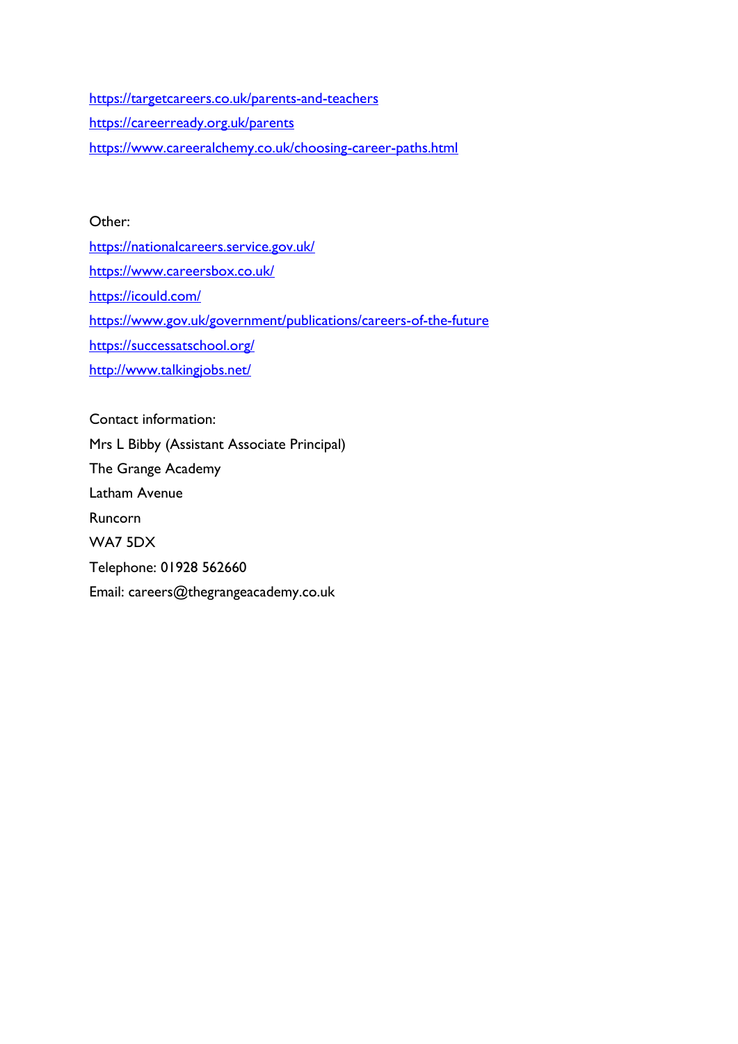https://targetcareers.co.uk/parents-and-teachers

https://careerready.org.uk/parents

https://www.careeralchemy.co.uk/choosing-career-paths.html

Other:

https://nationalcareers.service.gov.uk/

https://www.careersbox.co.uk/

https://icould.com/

https://www.gov.uk/government/publications/careers-of-the-future

https://successatschool.org/

http://www.talkingjobs.net/

Contact information:

Mrs L Bibby (Assistant Associate Principal)

The Grange Academy

Latham Avenue

Runcorn

WA7 5DX

Telephone: 01928 562660

Email: careers@thegrangeacademy.co.uk